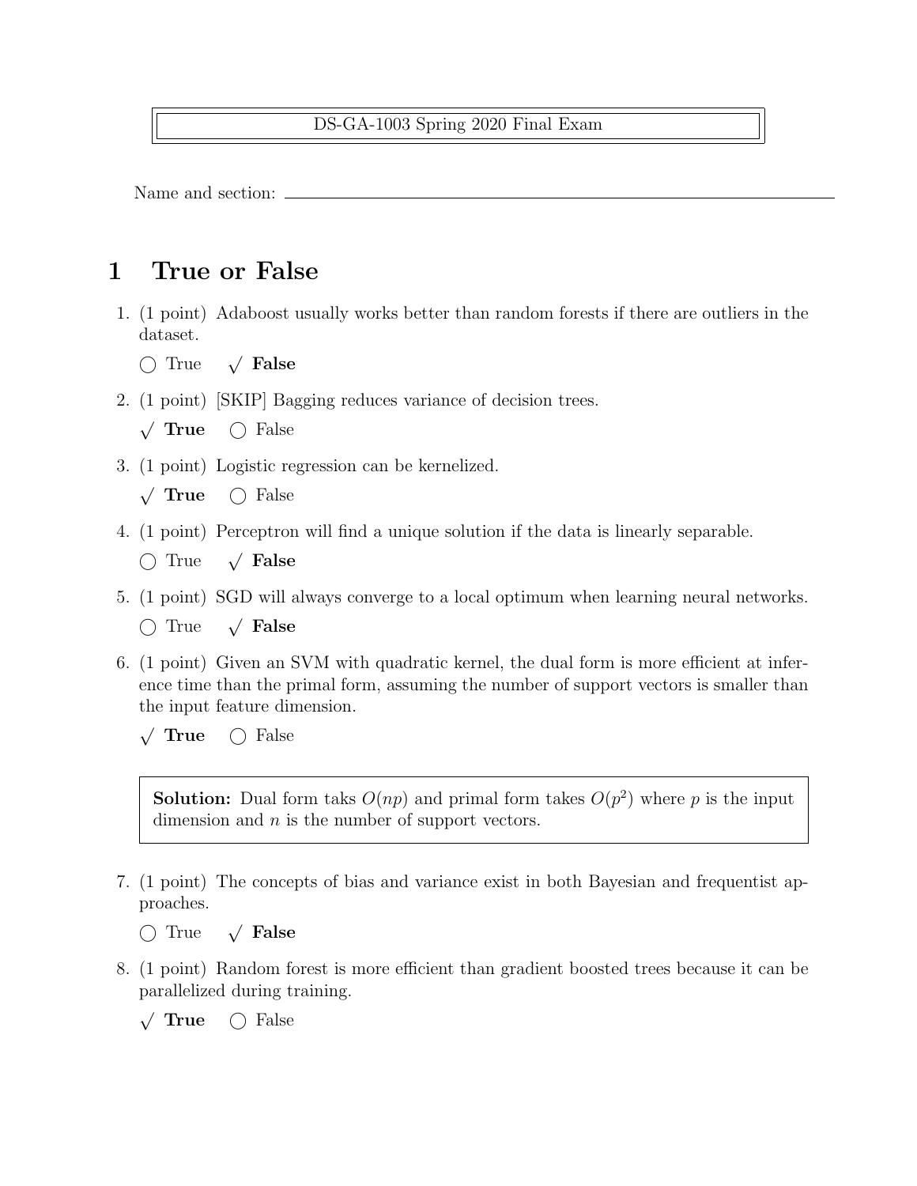DS-GA-1003 Spring 2020 Final Exam

Name and section: \_\_\_\_\_\_\_\_\_\_\_\_\_\_\_\_\_\_\_\_\_\_\_\_\_\_\_\_\_\_\_\_\_\_\_\_\_\_\_\_

# 1 True or False

1. (1 point) Adaboost usually works better than random forests if there are outliers in the dataset.

   ◯ True  √ **False**

2. (1 point) [SKIP] Bagging reduces variance of decision trees.

   √ **True**  ◯ False

3. (1 point) Logistic regression can be kernelized.

   √ **True**  ◯ False

4. (1 point) Perceptron will find a unique solution if the data is linearly separable.

   ◯ True  √ **False**

5. (1 point) SGD will always converge to a local optimum when learning neural networks.

   ◯ True  √ **False**

6. (1 point) Given an SVM with quadratic kernel, the dual form is more efficient at inference time than the primal form, assuming the number of support vectors is smaller than the input feature dimension.

   √ **True**  ◯ False

   > **Solution:** Dual form taks $O(np)$ and primal form takes $O(p^2)$ where $p$ is the input dimension and $n$ is the number of support vectors.

7. (1 point) The concepts of bias and variance exist in both Bayesian and frequentist approaches.

   ◯ True  √ **False**

8. (1 point) Random forest is more efficient than gradient boosted trees because it can be parallelized during training.

   √ **True**  ◯ False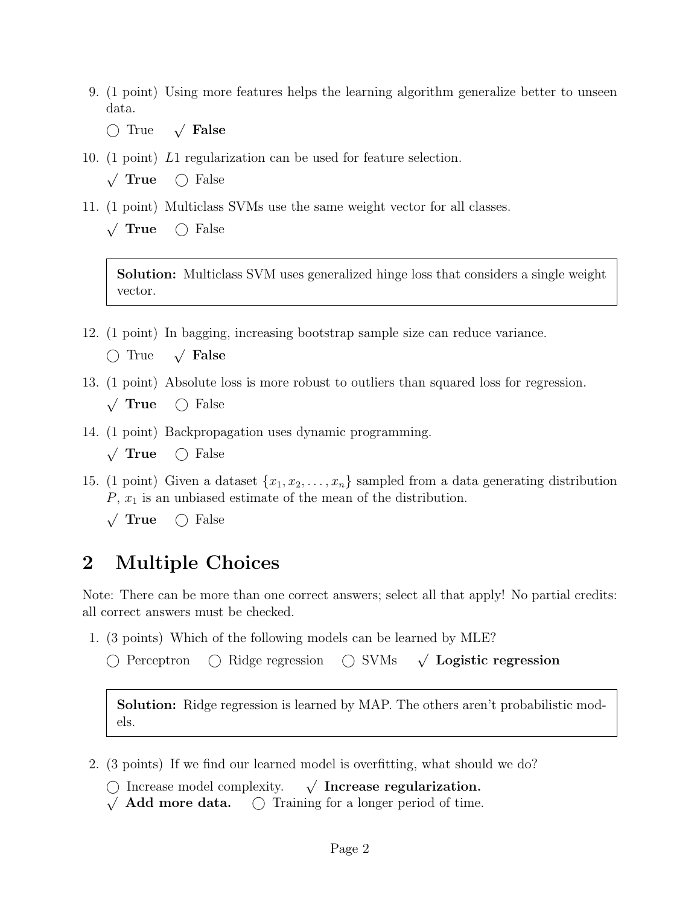9. (1 point) Using more features helps the learning algorithm generalize better to unseen data.

   ◯ True   √ **False**

10. (1 point) $L1$ regularization can be used for feature selection.

    √ **True**   ◯ False

11. (1 point) Multiclass SVMs use the same weight vector for all classes.

    √ **True**   ◯ False

    > **Solution:** Multiclass SVM uses generalized hinge loss that considers a single weight vector.

12. (1 point) In bagging, increasing bootstrap sample size can reduce variance.

    ◯ True   √ **False**

13. (1 point) Absolute loss is more robust to outliers than squared loss for regression.

    √ **True**   ◯ False

14. (1 point) Backpropagation uses dynamic programming.

    √ **True**   ◯ False

15. (1 point) Given a dataset $\{x_1, x_2, \ldots, x_n\}$ sampled from a data generating distribution $P$, $x_1$ is an unbiased estimate of the mean of the distribution.

    √ **True**   ◯ False

## 2 Multiple Choices

Note: There can be more than one correct answers; select all that apply! No partial credits: all correct answers must be checked.

1. (3 points) Which of the following models can be learned by MLE?

   ◯ Perceptron   ◯ Ridge regression   ◯ SVMs   √ **Logistic regression**

   > **Solution:** Ridge regression is learned by MAP. The others aren't probabilistic models.

2. (3 points) If we find our learned model is overfitting, what should we do?

   ◯ Increase model complexity.   √ **Increase regularization.**
   √ **Add more data.**   ◯ Training for a longer period of time.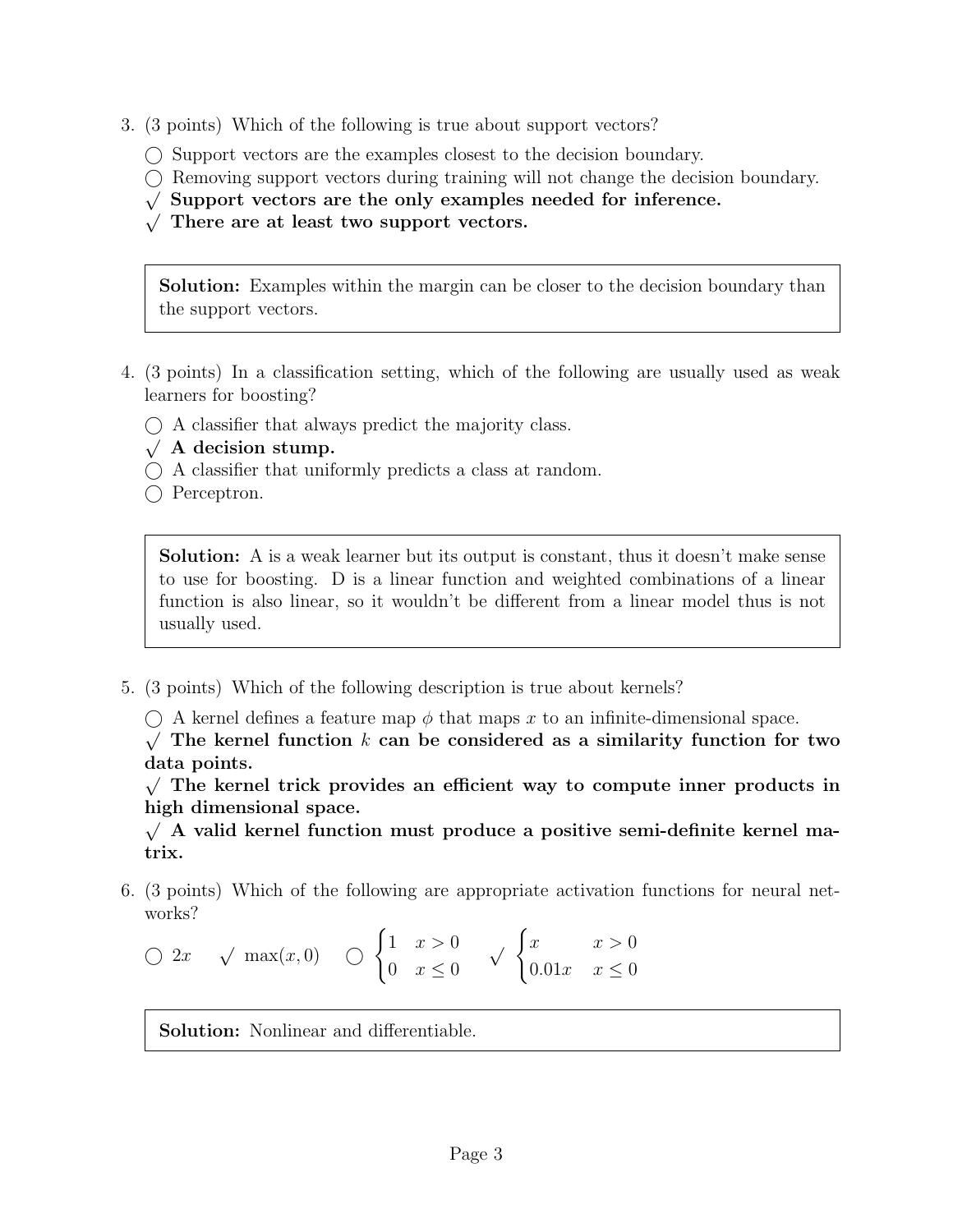3. (3 points) Which of the following is true about support vectors?

   ◯ Support vectors are the examples closest to the decision boundary.
   ◯ Removing support vectors during training will not change the decision boundary.
   √ **Support vectors are the only examples needed for inference.**
   √ **There are at least two support vectors.**

> **Solution:** Examples within the margin can be closer to the decision boundary than the support vectors.

4. (3 points) In a classification setting, which of the following are usually used as weak learners for boosting?

   ◯ A classifier that always predict the majority class.
   √ **A decision stump.**
   ◯ A classifier that uniformly predicts a class at random.
   ◯ Perceptron.

> **Solution:** A is a weak learner but its output is constant, thus it doesn't make sense to use for boosting. D is a linear function and weighted combinations of a linear function is also linear, so it wouldn't be different from a linear model thus is not usually used.

5. (3 points) Which of the following description is true about kernels?

   ◯ A kernel defines a feature map $\phi$ that maps $x$ to an infinite-dimensional space.
   √ **The kernel function $k$ can be considered as a similarity function for two data points.**
   √ **The kernel trick provides an efficient way to compute inner products in high dimensional space.**
   √ **A valid kernel function must produce a positive semi-definite kernel matrix.**

6. (3 points) Which of the following are appropriate activation functions for neural networks?

   ◯ $2x$ √ $\max(x, 0)$ ◯ $\begin{cases} 1 & x > 0 \\ 0 & x \leq 0 \end{cases}$ √ $\begin{cases} x & x > 0 \\ 0.01x & x \leq 0 \end{cases}$

> **Solution:** Nonlinear and differentiable.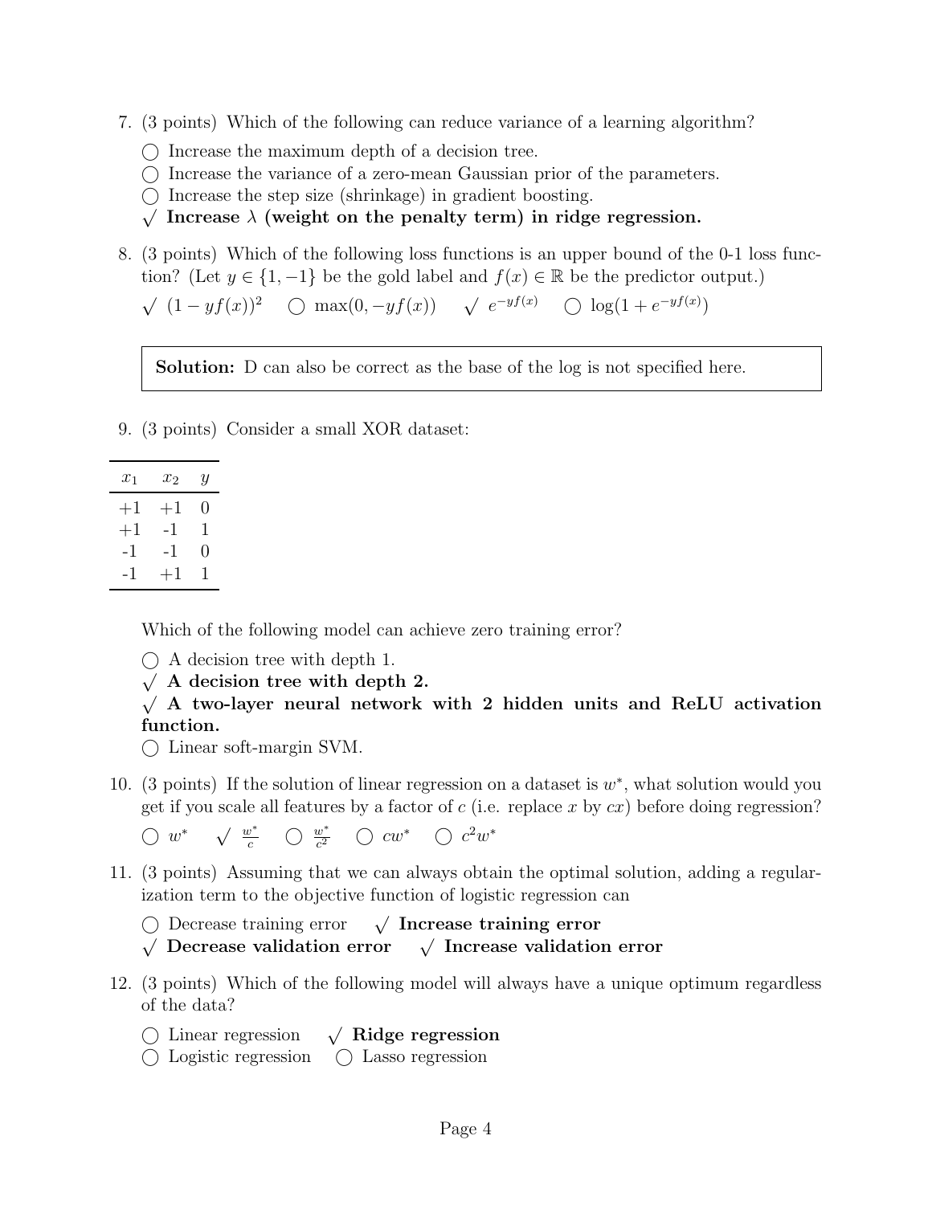7. (3 points) Which of the following can reduce variance of a learning algorithm?

   ◯ Increase the maximum depth of a decision tree.
   ◯ Increase the variance of a zero-mean Gaussian prior of the parameters.
   ◯ Increase the step size (shrinkage) in gradient boosting.
   √ **Increase $\lambda$ (weight on the penalty term) in ridge regression.**

8. (3 points) Which of the following loss functions is an upper bound of the 0-1 loss function? (Let $y \in \{1, -1\}$ be the gold label and $f(x) \in \mathbb{R}$ be the predictor output.)

   √ $(1 - yf(x))^2$ ◯ $\max(0, -yf(x))$ √ $e^{-yf(x)}$ ◯ $\log(1 + e^{-yf(x)})$

   > **Solution:** D can also be correct as the base of the log is not specified here.

9. (3 points) Consider a small XOR dataset:

| $x_1$ | $x_2$ | $y$ |
|---|---|---|
| +1 | +1 | 0 |
| +1 | -1 | 1 |
| -1 | -1 | 0 |
| -1 | +1 | 1 |

   Which of the following model can achieve zero training error?

   ◯ A decision tree with depth 1.
   √ **A decision tree with depth 2.**
   √ **A two-layer neural network with 2 hidden units and ReLU activation function.**
   ◯ Linear soft-margin SVM.

10. (3 points) If the solution of linear regression on a dataset is $w^*$, what solution would you get if you scale all features by a factor of $c$ (i.e. replace $x$ by $cx$) before doing regression?

    ◯ $w^*$ √ $\frac{w^*}{c}$ ◯ $\frac{w^*}{c^2}$ ◯ $cw^*$ ◯ $c^2 w^*$

11. (3 points) Assuming that we can always obtain the optimal solution, adding a regularization term to the objective function of logistic regression can

    ◯ Decrease training error √ **Increase training error**
    √ **Decrease validation error** √ **Increase validation error**

12. (3 points) Which of the following model will always have a unique optimum regardless of the data?

    ◯ Linear regression √ **Ridge regression**
    ◯ Logistic regression ◯ Lasso regression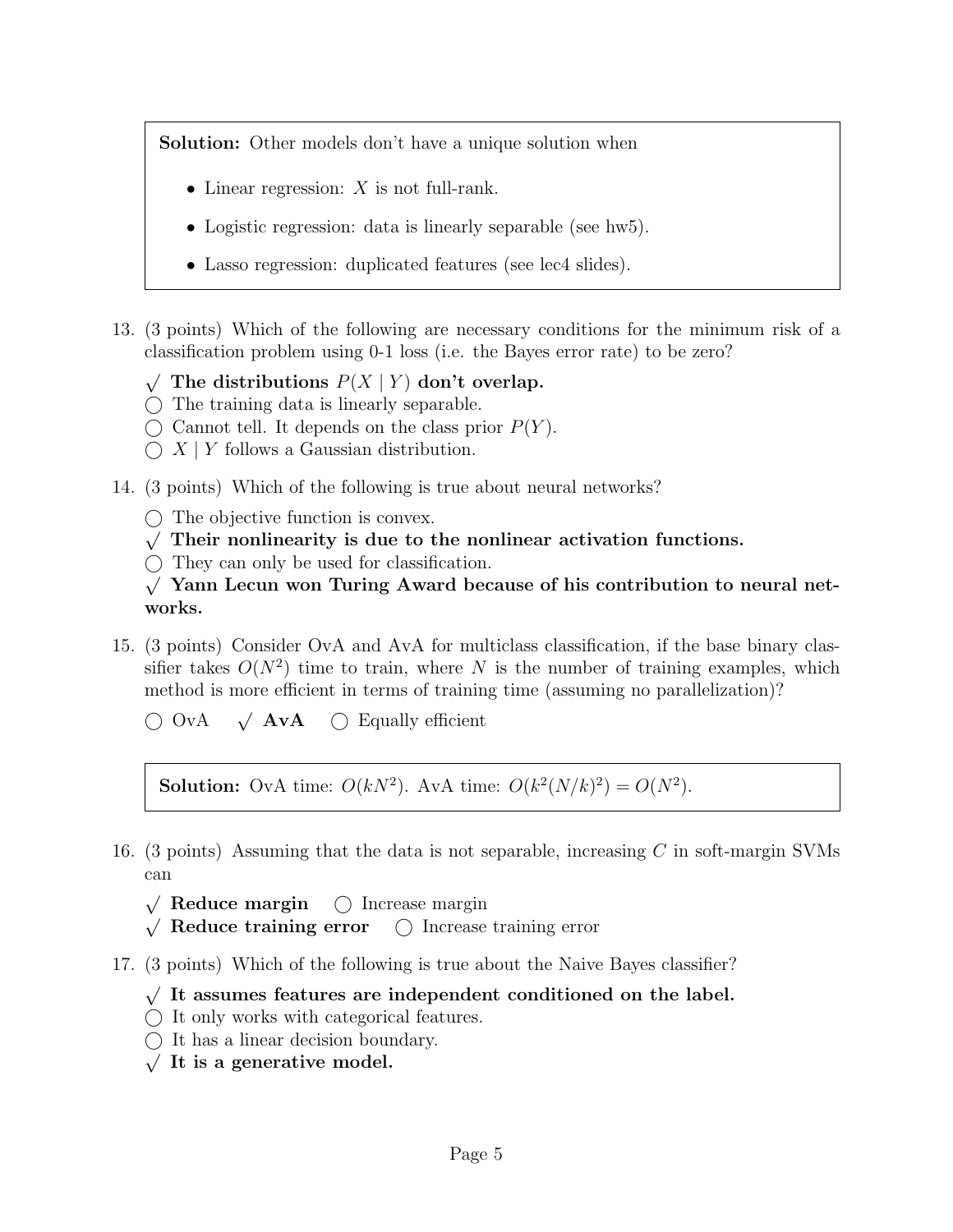> **Solution:** Other models don't have a unique solution when
>
> - Linear regression: $X$ is not full-rank.
> - Logistic regression: data is linearly separable (see hw5).
> - Lasso regression: duplicated features (see lec4 slides).

13. (3 points) Which of the following are necessary conditions for the minimum risk of a classification problem using 0-1 loss (i.e. the Bayes error rate) to be zero?

    √ **The distributions $P(X \mid Y)$ don't overlap.**
    ◯ The training data is linearly separable.
    ◯ Cannot tell. It depends on the class prior $P(Y)$.
    ◯ $X \mid Y$ follows a Gaussian distribution.

14. (3 points) Which of the following is true about neural networks?

    ◯ The objective function is convex.
    √ **Their nonlinearity is due to the nonlinear activation functions.**
    ◯ They can only be used for classification.
    √ **Yann Lecun won Turing Award because of his contribution to neural networks.**

15. (3 points) Consider OvA and AvA for multiclass classification, if the base binary classifier takes $O(N^2)$ time to train, where $N$ is the number of training examples, which method is more efficient in terms of training time (assuming no parallelization)?

    ◯ OvA  √ **AvA**  ◯ Equally efficient

> **Solution:** OvA time: $O(kN^2)$. AvA time: $O(k^2(N/k)^2) = O(N^2)$.

16. (3 points) Assuming that the data is not separable, increasing $C$ in soft-margin SVMs can

    √ **Reduce margin**  ◯ Increase margin
    √ **Reduce training error**  ◯ Increase training error

17. (3 points) Which of the following is true about the Naive Bayes classifier?

    √ **It assumes features are independent conditioned on the label.**
    ◯ It only works with categorical features.
    ◯ It has a linear decision boundary.
    √ **It is a generative model.**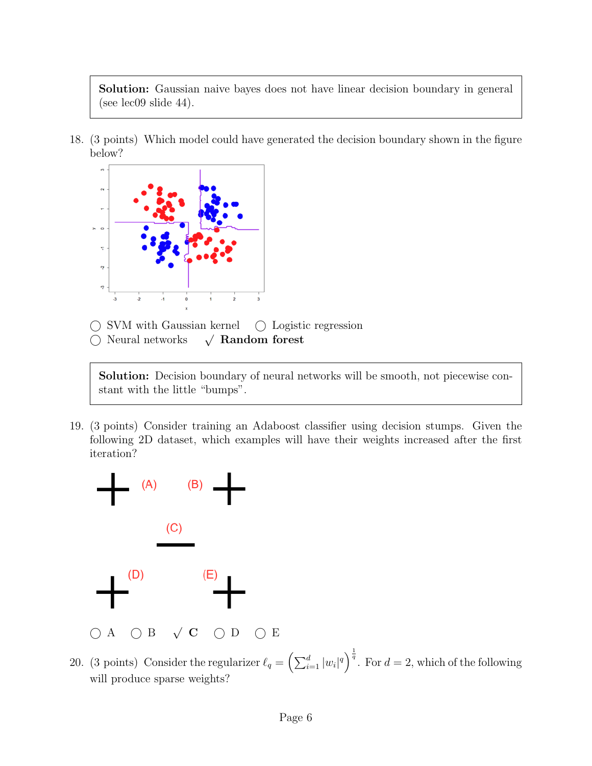> **Solution:** Gaussian naive bayes does not have linear decision boundary in general (see lec09 slide 44).

18. (3 points) Which model could have generated the decision boundary shown in the figure below?

   ○ SVM with Gaussian kernel ○ Logistic regression
   ○ Neural networks √ **Random forest**

> **Solution:** Decision boundary of neural networks will be smooth, not piecewise constant with the little "bumps".

19. (3 points) Consider training an Adaboost classifier using decision stumps. Given the following 2D dataset, which examples will have their weights increased after the first iteration?

   ○ A ○ B √ **C** ○ D ○ E

20. (3 points) Consider the regularizer $\ell_q = \left(\sum_{i=1}^{d} |w_i|^q\right)^{\frac{1}{q}}$. For $d = 2$, which of the following will produce sparse weights?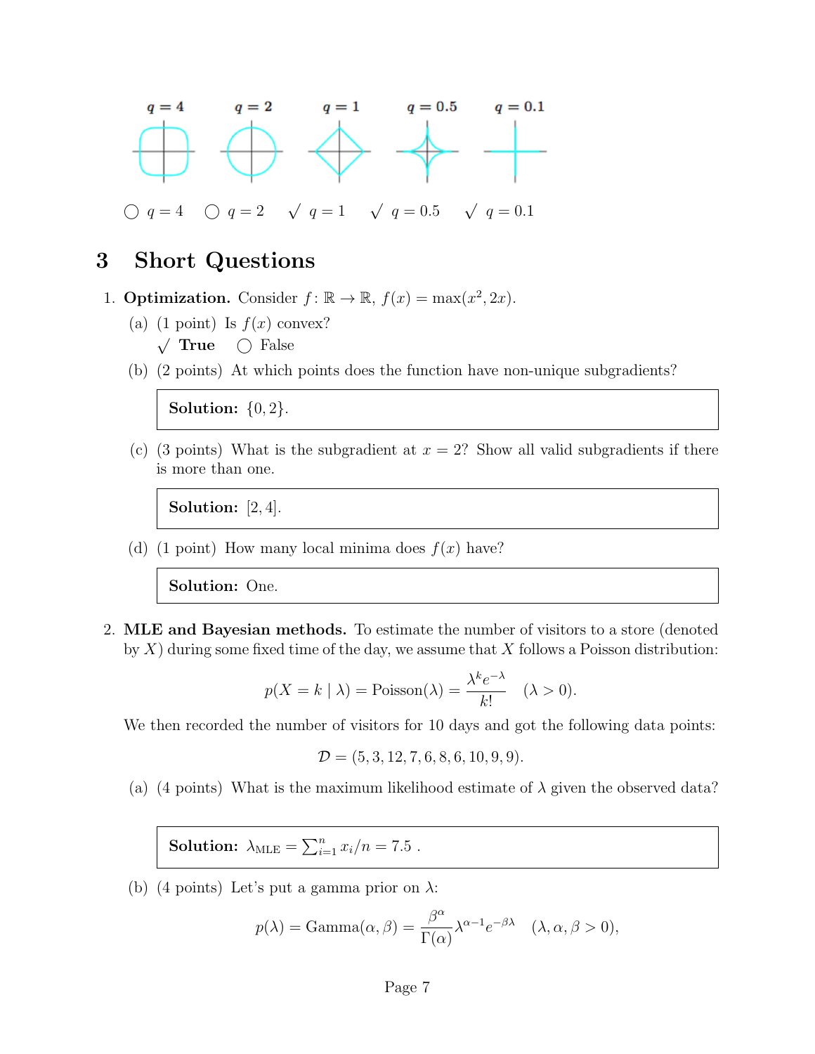$q = 4$ $q = 2$ $q = 1$ $q = 0.5$ $q = 0.1$

○ $q = 4$ ○ $q = 2$ √ $q = 1$ √ $q = 0.5$ √ $q = 0.1$

## 3 Short Questions

1. **Optimization.** Consider $f : \mathbb{R} \to \mathbb{R}$, $f(x) = \max(x^2, 2x)$.

   (a) (1 point) Is $f(x)$ convex?

   √ **True** ○ False

   (b) (2 points) At which points does the function have non-unique subgradients?

   **Solution:** $\{0, 2\}$.

   (c) (3 points) What is the subgradient at $x = 2$? Show all valid subgradients if there is more than one.

   **Solution:** $[2, 4]$.

   (d) (1 point) How many local minima does $f(x)$ have?

   **Solution:** One.

2. **MLE and Bayesian methods.** To estimate the number of visitors to a store (denoted by $X$) during some fixed time of the day, we assume that $X$ follows a Poisson distribution:

$$p(X = k \mid \lambda) = \text{Poisson}(\lambda) = \frac{\lambda^k e^{-\lambda}}{k!} \quad (\lambda > 0).$$

   We then recorded the number of visitors for 10 days and got the following data points:

$$\mathcal{D} = (5, 3, 12, 7, 6, 8, 6, 10, 9, 9).$$

   (a) (4 points) What is the maximum likelihood estimate of $\lambda$ given the observed data?

   **Solution:** $\lambda_{\text{MLE}} = \sum_{i=1}^{n} x_i / n = 7.5$ .

   (b) (4 points) Let's put a gamma prior on $\lambda$:

$$p(\lambda) = \text{Gamma}(\alpha, \beta) = \frac{\beta^\alpha}{\Gamma(\alpha)} \lambda^{\alpha - 1} e^{-\beta\lambda} \quad (\lambda, \alpha, \beta > 0),$$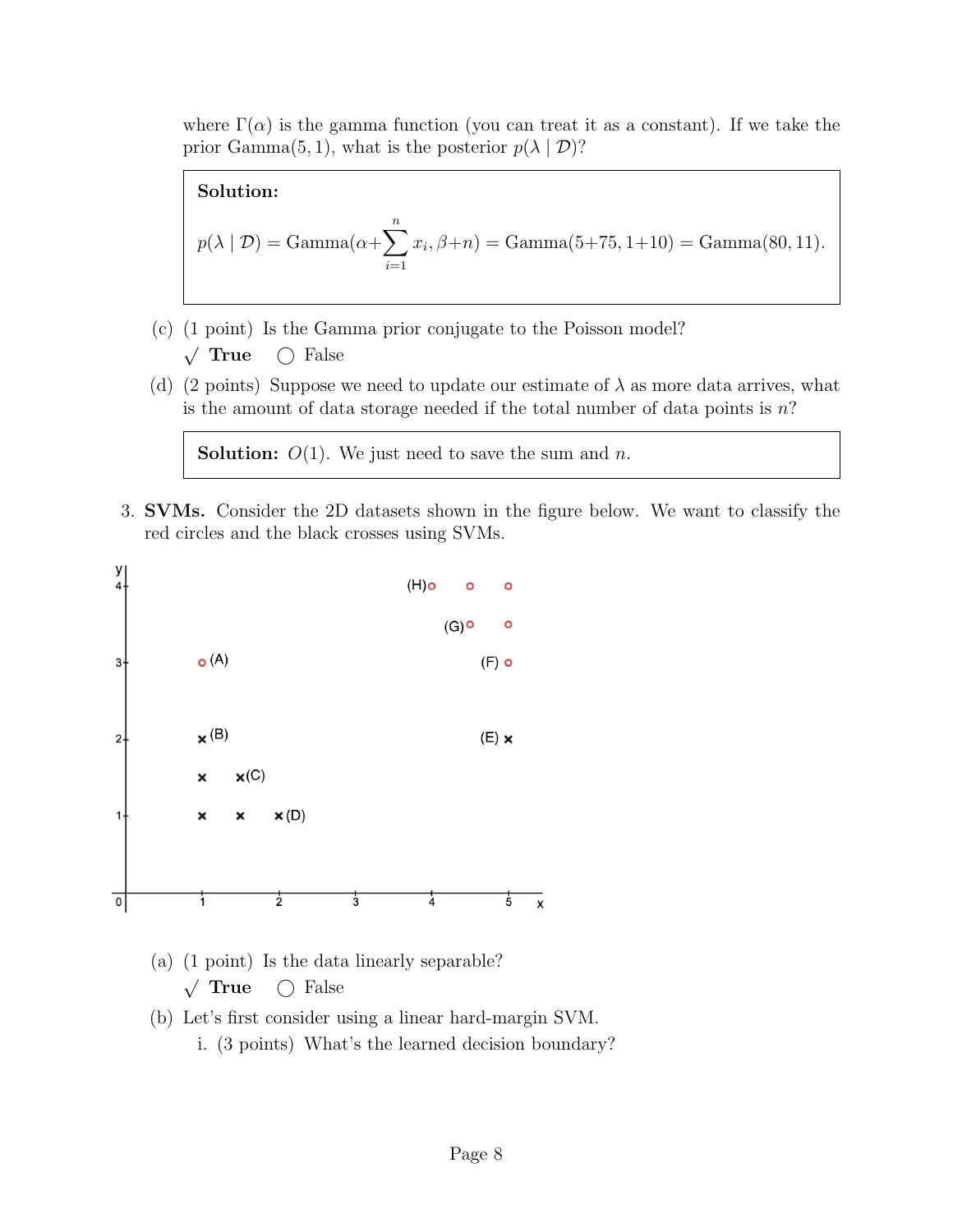where $\Gamma(\alpha)$ is the gamma function (you can treat it as a constant). If we take the prior Gamma(5, 1), what is the posterior $p(\lambda \mid \mathcal{D})$?

> **Solution:**
>
> $$p(\lambda \mid \mathcal{D}) = \text{Gamma}(\alpha + \sum_{i=1}^{n} x_i, \beta + n) = \text{Gamma}(5+75, 1+10) = \text{Gamma}(80, 11).$$

(c) (1 point) Is the Gamma prior conjugate to the Poisson model?

√ **True** ◯ False

(d) (2 points) Suppose we need to update our estimate of $\lambda$ as more data arrives, what is the amount of data storage needed if the total number of data points is $n$?

> **Solution:** $O(1)$. We just need to save the sum and $n$.

3. **SVMs.** Consider the 2D datasets shown in the figure below. We want to classify the red circles and the black crosses using SVMs.

(a) (1 point) Is the data linearly separable?

√ **True** ◯ False

(b) Let's first consider using a linear hard-margin SVM.

i. (3 points) What's the learned decision boundary?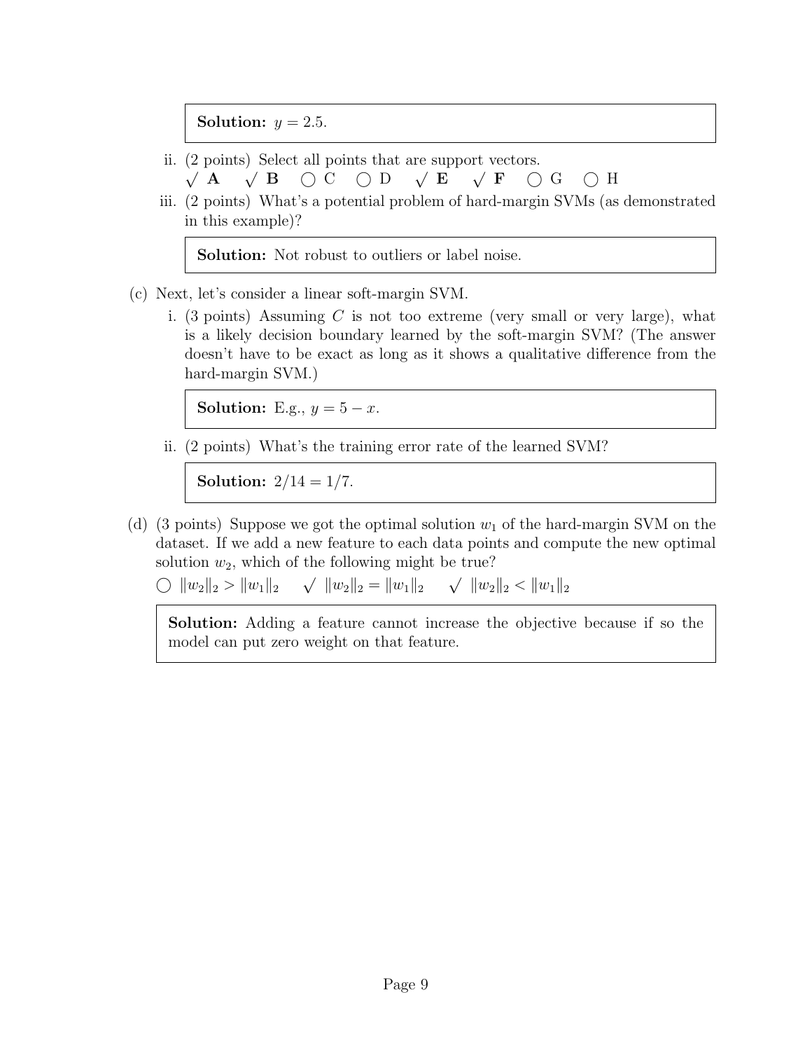> **Solution:** $y = 2.5$.

ii. (2 points) Select all points that are support vectors.

√ **A** √ **B** ◯ C ◯ D √ **E** √ **F** ◯ G ◯ H

iii. (2 points) What's a potential problem of hard-margin SVMs (as demonstrated in this example)?

> **Solution:** Not robust to outliers or label noise.

(c) Next, let's consider a linear soft-margin SVM.

i. (3 points) Assuming $C$ is not too extreme (very small or very large), what is a likely decision boundary learned by the soft-margin SVM? (The answer doesn't have to be exact as long as it shows a qualitative difference from the hard-margin SVM.)

> **Solution:** E.g., $y = 5 - x$.

ii. (2 points) What's the training error rate of the learned SVM?

> **Solution:** $2/14 = 1/7$.

(d) (3 points) Suppose we got the optimal solution $w_1$ of the hard-margin SVM on the dataset. If we add a new feature to each data points and compute the new optimal solution $w_2$, which of the following might be true?

◯ $\|w_2\|_2 > \|w_1\|_2$ √ $\|w_2\|_2 = \|w_1\|_2$ √ $\|w_2\|_2 < \|w_1\|_2$

> **Solution:** Adding a feature cannot increase the objective because if so the model can put zero weight on that feature.